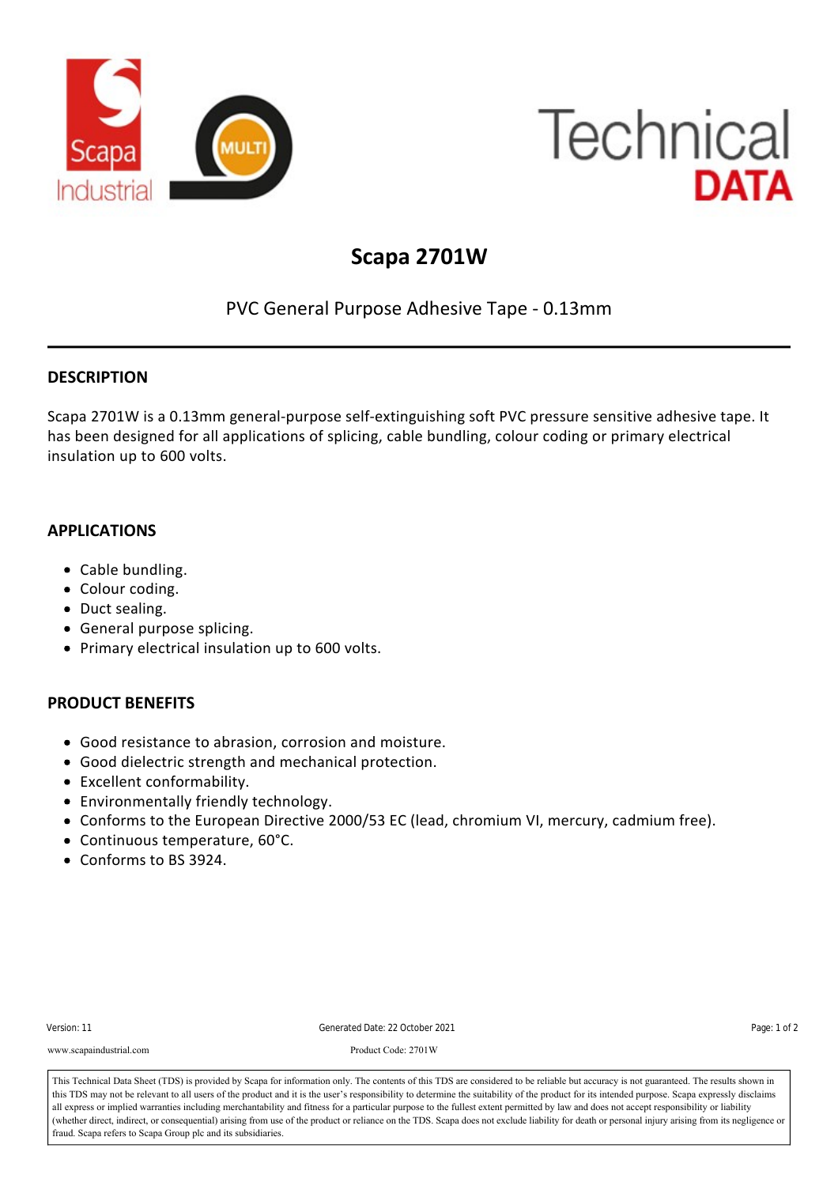# Scapa 2701W

PVC General Purpose Adhesive Tape - 0.13mm

## DESCRIPTION

Scapa 2701W is a 0.13mm general-purpose self-extinguishing soft PVC pressure sensitive adhesive tape. It has been designed for all applications of splicing, cable bundling, colour coding or primary electrical insulation up to 600 volts.

## APPLICATIONS

- Cable bundling.
- Colour coding.
- Duct sealing.
- General purpose splicing.
- Primary electrical insulation up to 600 volts.

## PRODUCT BENEFITS

- Good resistance to abrasion, corrosion and moisture.
- Good dielectric strength and mechanical protection.
- Excellent conformability.
- Environmentally friendly technology.
- Conforms to the European Directive 2000/53 EC (lead, chromium VI, mercury, cadmium free).
- Continuous temperature, 60°C.
- Conforms to BS 3924.

Version: 11 | Generated Date: 22 October 2021

www.scapaindustrial.com | Product Code: 2701W

This Technical Data Sheet (TDS) is provided by Scapa for information only. The contents of this TDS are considered to be reliable but accuracy is not guaranteed. The results shown in this TDS may not be relevant to all users of the product and it is the user's responsibility to determine the suitability of the product for its intended purpose. Scapa expressly disclaims all express or implied warranties including merchantability and fitness for a particular purpose to the fullest extent permitted by law and does not accept responsibility or liability (whether direct, indirect, or consequential) arising from use of the product or reliance on the TDS. Scapa does not exclude liability for death or personal injury arising from its negligence or fraud. Scapa refers to Scapa Group plc and its subsidiaries.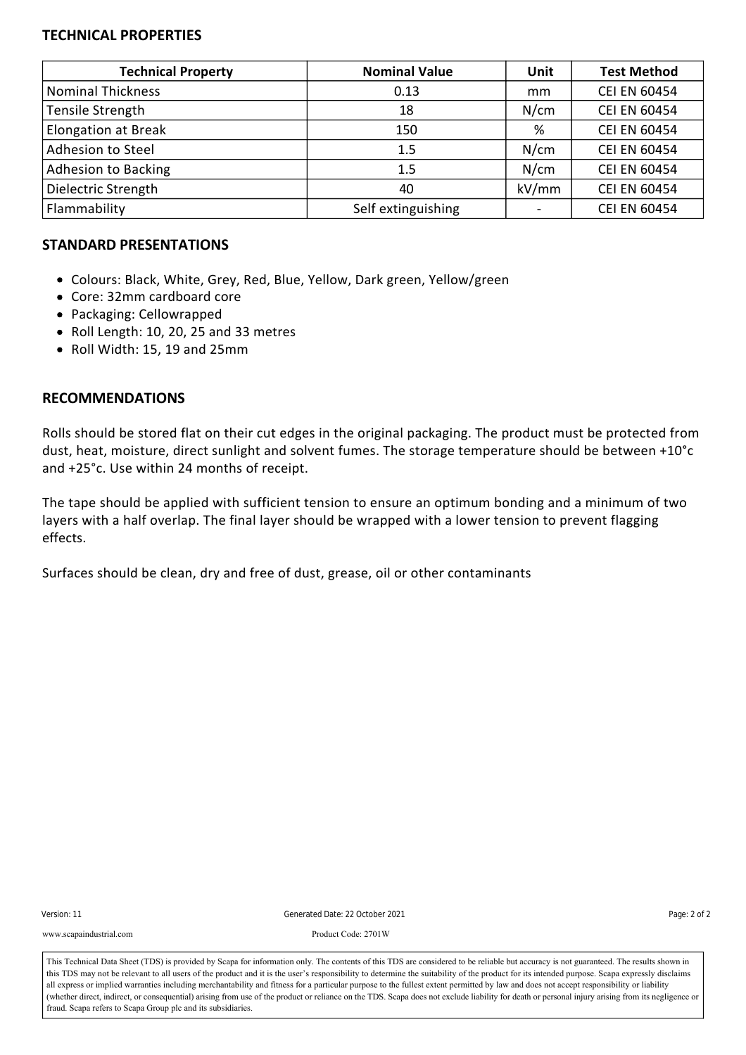## TECHNICAL PROPERTIES

| Technical Property | Nominal Value | Unit | Test Method |
|---|---|---|---|
| Nominal Thickness | 0.13 | mm | CEI EN 60454 |
| Tensile Strength | 18 | N/cm | CEI EN 60454 |
| Elongation at Break | 150 | % | CEI EN 60454 |
| Adhesion to Steel | 1.5 | N/cm | CEI EN 60454 |
| Adhesion to Backing | 1.5 | N/cm | CEI EN 60454 |
| Dielectric Strength | 40 | kV/mm | CEI EN 60454 |
| Flammability | Self extinguishing | - | CEI EN 60454 |

## STANDARD PRESENTATIONS

- Colours: Black, White, Grey, Red, Blue, Yellow, Dark green, Yellow/green
- Core: 32mm cardboard core
- Packaging: Cellowrapped
- Roll Length: 10, 20, 25 and 33 metres
- Roll Width: 15, 19 and 25mm

## RECOMMENDATIONS

Rolls should be stored flat on their cut edges in the original packaging. The product must be protected from dust, heat, moisture, direct sunlight and solvent fumes. The storage temperature should be between +10°c and +25°c. Use within 24 months of receipt.

The tape should be applied with sufficient tension to ensure an optimum bonding and a minimum of two layers with a half overlap. The final layer should be wrapped with a lower tension to prevent flagging effects.

Surfaces should be clean, dry and free of dust, grease, oil or other contaminants

Version: 11 Generated Date: 22 October 2021

www.scapaindustrial.com Product Code: 2701W

This Technical Data Sheet (TDS) is provided by Scapa for information only. The contents of this TDS are considered to be reliable but accuracy is not guaranteed. The results shown in this TDS may not be relevant to all users of the product and it is the user's responsibility to determine the suitability of the product for its intended purpose. Scapa expressly disclaims all express or implied warranties including merchantability and fitness for a particular purpose to the fullest extent permitted by law and does not accept responsibility or liability (whether direct, indirect, or consequential) arising from use of the product or reliance on the TDS. Scapa does not exclude liability for death or personal injury arising from its negligence or fraud. Scapa refers to Scapa Group plc and its subsidiaries.